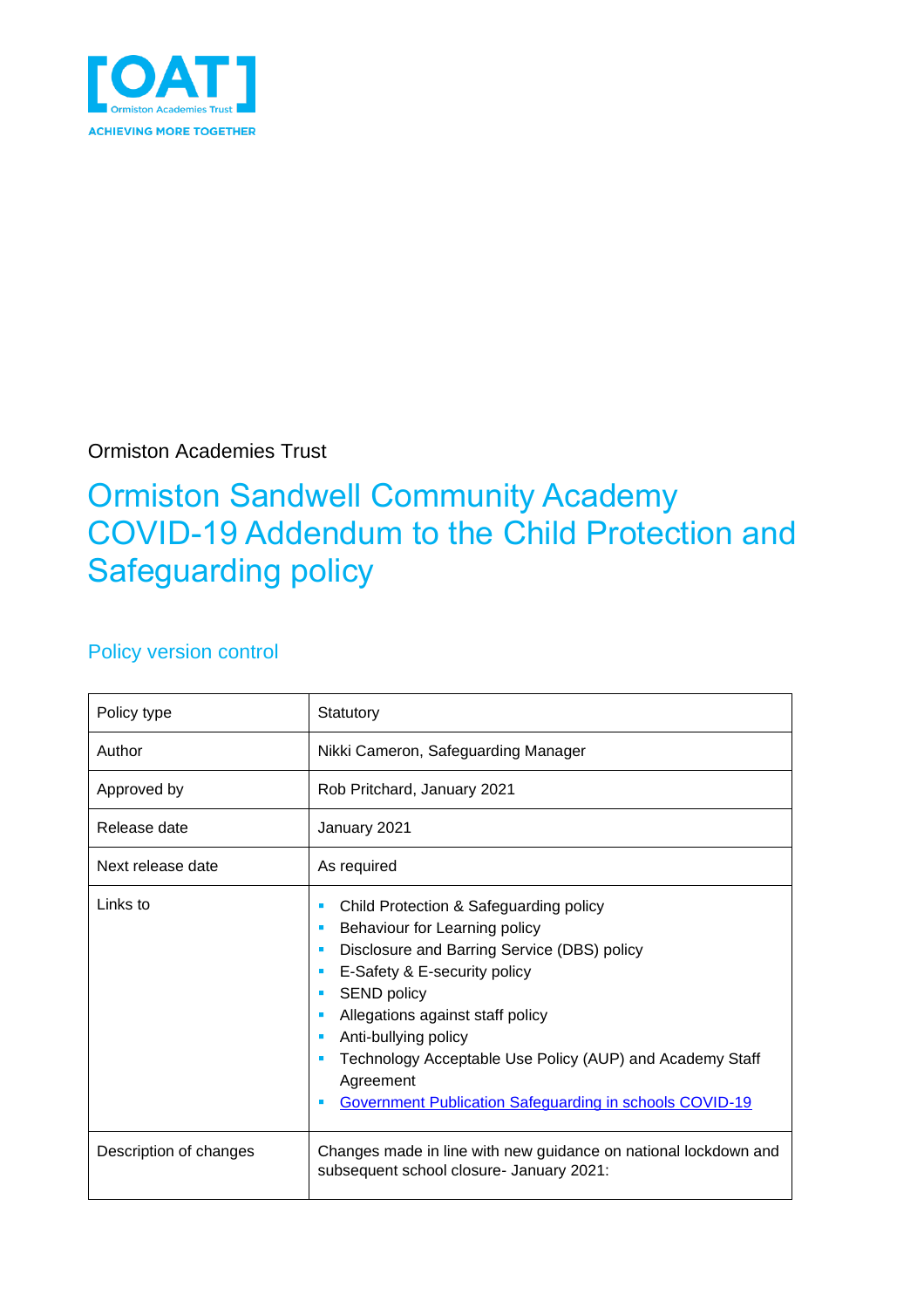[OAT]
Ormiston Academies Trust
ACHIEVING MORE TOGETHER

Ormiston Academies Trust

# Ormiston Sandwell Community Academy COVID-19 Addendum to the Child Protection and Safeguarding policy

## Policy version control

| Policy type | Statutory |
|---|---|
| Author | Nikki Cameron, Safeguarding Manager |
| Approved by | Rob Pritchard, January 2021 |
| Release date | January 2021 |
| Next release date | As required |
| Links to | ▪ Child Protection & Safeguarding policy<br>▪ Behaviour for Learning policy<br>▪ Disclosure and Barring Service (DBS) policy<br>▪ E-Safety & E-security policy<br>▪ SEND policy<br>▪ Allegations against staff policy<br>▪ Anti-bullying policy<br>▪ Technology Acceptable Use Policy (AUP) and Academy Staff Agreement<br>▪ Government Publication Safeguarding in schools COVID-19 |
| Description of changes | Changes made in line with new guidance on national lockdown and subsequent school closure- January 2021: |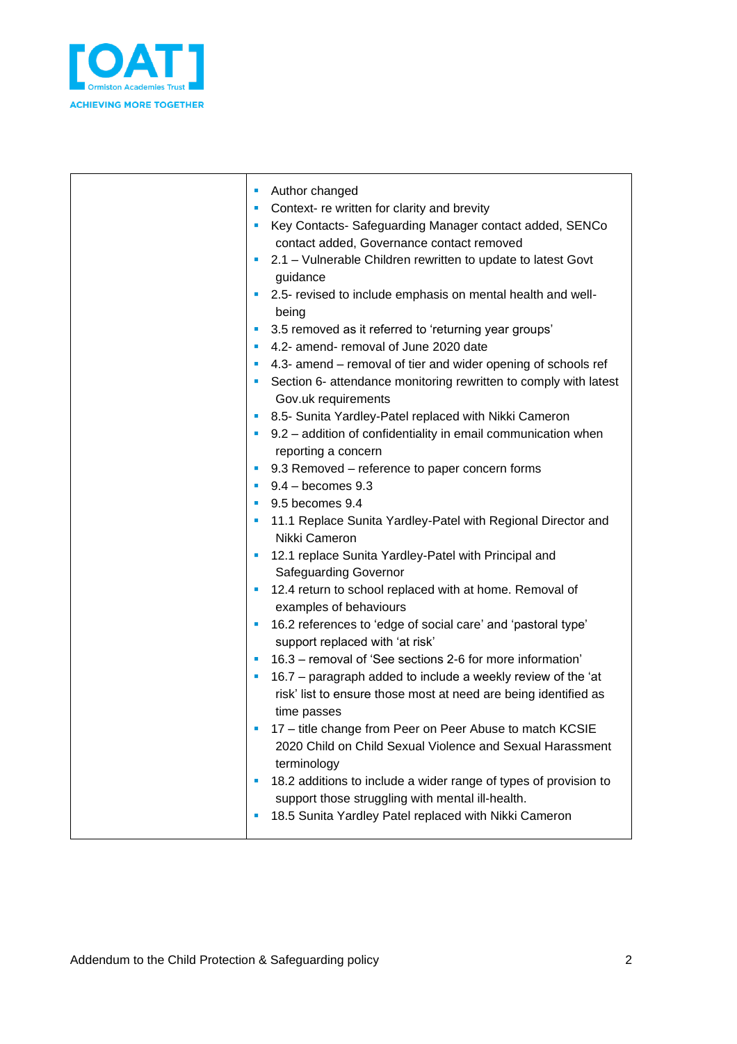| | <ul><li>Author changed</li><li>Context- re written for clarity and brevity</li><li>Key Contacts- Safeguarding Manager contact added, SENCo contact added, Governance contact removed</li><li>2.1 – Vulnerable Children rewritten to update to latest Govt guidance</li><li>2.5- revised to include emphasis on mental health and well-being</li><li>3.5 removed as it referred to 'returning year groups'</li><li>4.2- amend- removal of June 2020 date</li><li>4.3- amend – removal of tier and wider opening of schools ref</li><li>Section 6- attendance monitoring rewritten to comply with latest Gov.uk requirements</li><li>8.5- Sunita Yardley-Patel replaced with Nikki Cameron</li><li>9.2 – addition of confidentiality in email communication when reporting a concern</li><li>9.3 Removed – reference to paper concern forms</li><li>9.4 – becomes 9.3</li><li>9.5 becomes 9.4</li><li>11.1 Replace Sunita Yardley-Patel with Regional Director and Nikki Cameron</li><li>12.1 replace Sunita Yardley-Patel with Principal and Safeguarding Governor</li><li>12.4 return to school replaced with at home. Removal of examples of behaviours</li><li>16.2 references to 'edge of social care' and 'pastoral type' support replaced with 'at risk'</li><li>16.3 – removal of 'See sections 2-6 for more information'</li><li>16.7 – paragraph added to include a weekly review of the 'at risk' list to ensure those most at need are being identified as time passes</li><li>17 – title change from Peer on Peer Abuse to match KCSIE 2020 Child on Child Sexual Violence and Sexual Harassment terminology</li><li>18.2 additions to include a wider range of types of provision to support those struggling with mental ill-health.</li><li>18.5 Sunita Yardley Patel replaced with Nikki Cameron</li></ul> |
|---|---|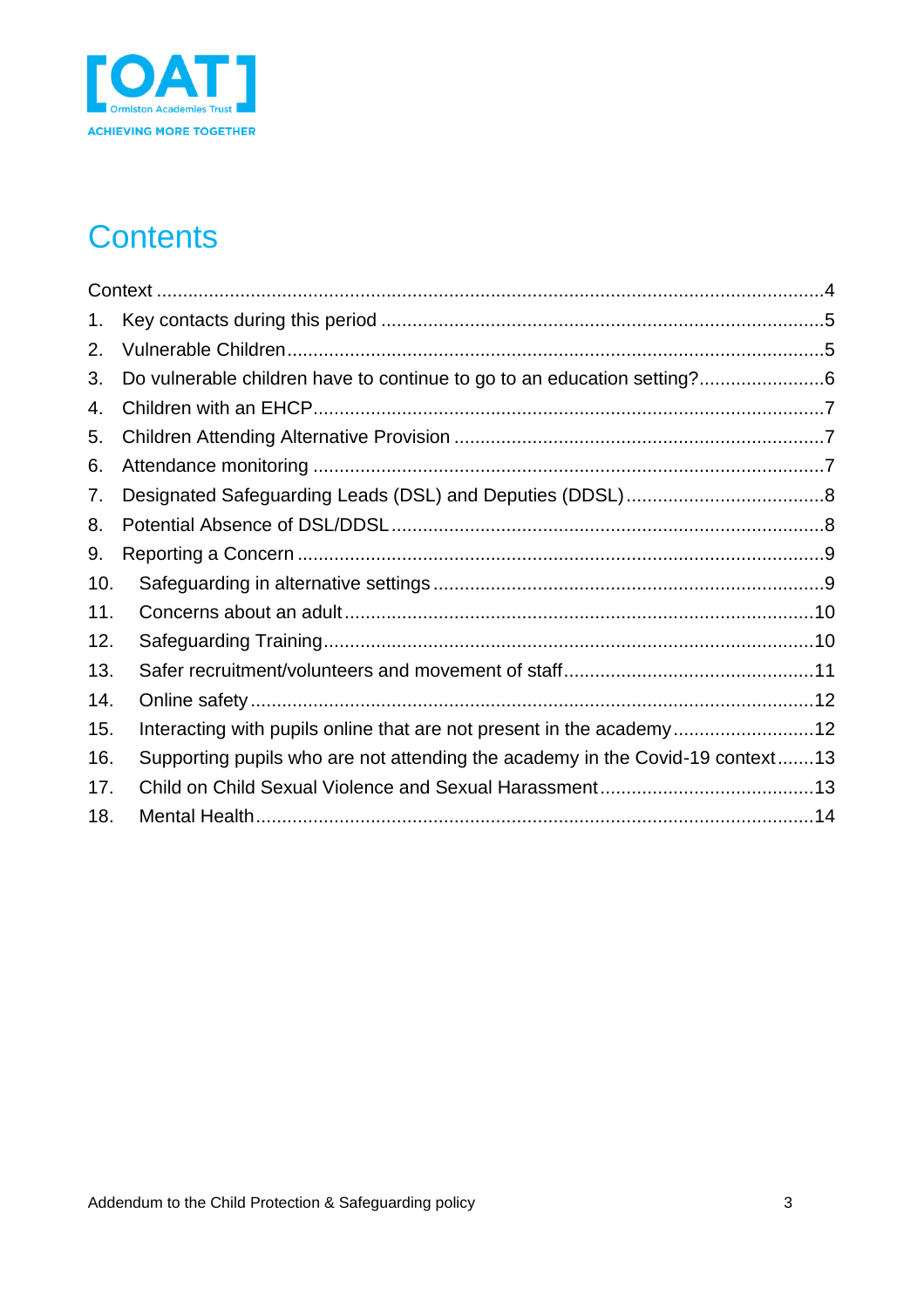# Contents

Context ....4

1. Key contacts during this period ....5
2. Vulnerable Children ....5
3. Do vulnerable children have to continue to go to an education setting? ....6
4. Children with an EHCP ....7
5. Children Attending Alternative Provision ....7
6. Attendance monitoring ....7
7. Designated Safeguarding Leads (DSL) and Deputies (DDSL) ....8
8. Potential Absence of DSL/DDSL ....8
9. Reporting a Concern ....9
10. Safeguarding in alternative settings ....9
11. Concerns about an adult ....10
12. Safeguarding Training ....10
13. Safer recruitment/volunteers and movement of staff ....11
14. Online safety ....12
15. Interacting with pupils online that are not present in the academy ....12
16. Supporting pupils who are not attending the academy in the Covid-19 context ....13
17. Child on Child Sexual Violence and Sexual Harassment ....13
18. Mental Health ....14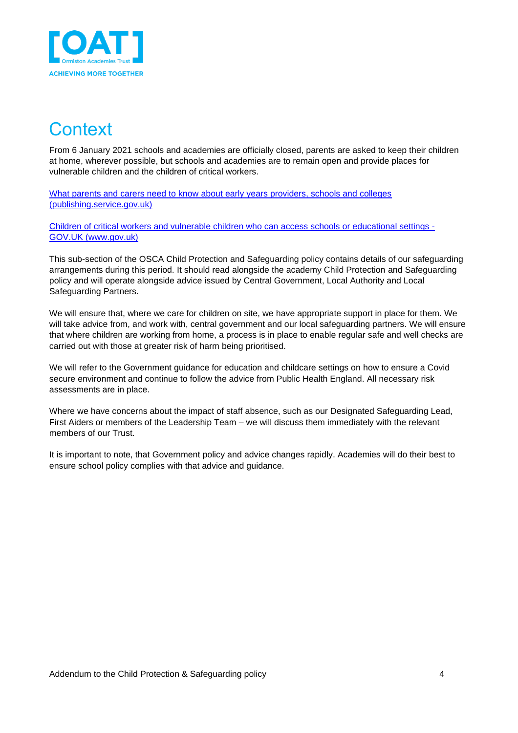# Context

From 6 January 2021 schools and academies are officially closed, parents are asked to keep their children at home, wherever possible, but schools and academies are to remain open and provide places for vulnerable children and the children of critical workers.

[What parents and carers need to know about early years providers, schools and colleges (publishing.service.gov.uk)]

[Children of critical workers and vulnerable children who can access schools or educational settings - GOV.UK (www.gov.uk)]

This sub-section of the OSCA Child Protection and Safeguarding policy contains details of our safeguarding arrangements during this period. It should read alongside the academy Child Protection and Safeguarding policy and will operate alongside advice issued by Central Government, Local Authority and Local Safeguarding Partners.

We will ensure that, where we care for children on site, we have appropriate support in place for them. We will take advice from, and work with, central government and our local safeguarding partners. We will ensure that where children are working from home, a process is in place to enable regular safe and well checks are carried out with those at greater risk of harm being prioritised.

We will refer to the Government guidance for education and childcare settings on how to ensure a Covid secure environment and continue to follow the advice from Public Health England. All necessary risk assessments are in place.

Where we have concerns about the impact of staff absence, such as our Designated Safeguarding Lead, First Aiders or members of the Leadership Team – we will discuss them immediately with the relevant members of our Trust.

It is important to note, that Government policy and advice changes rapidly. Academies will do their best to ensure school policy complies with that advice and guidance.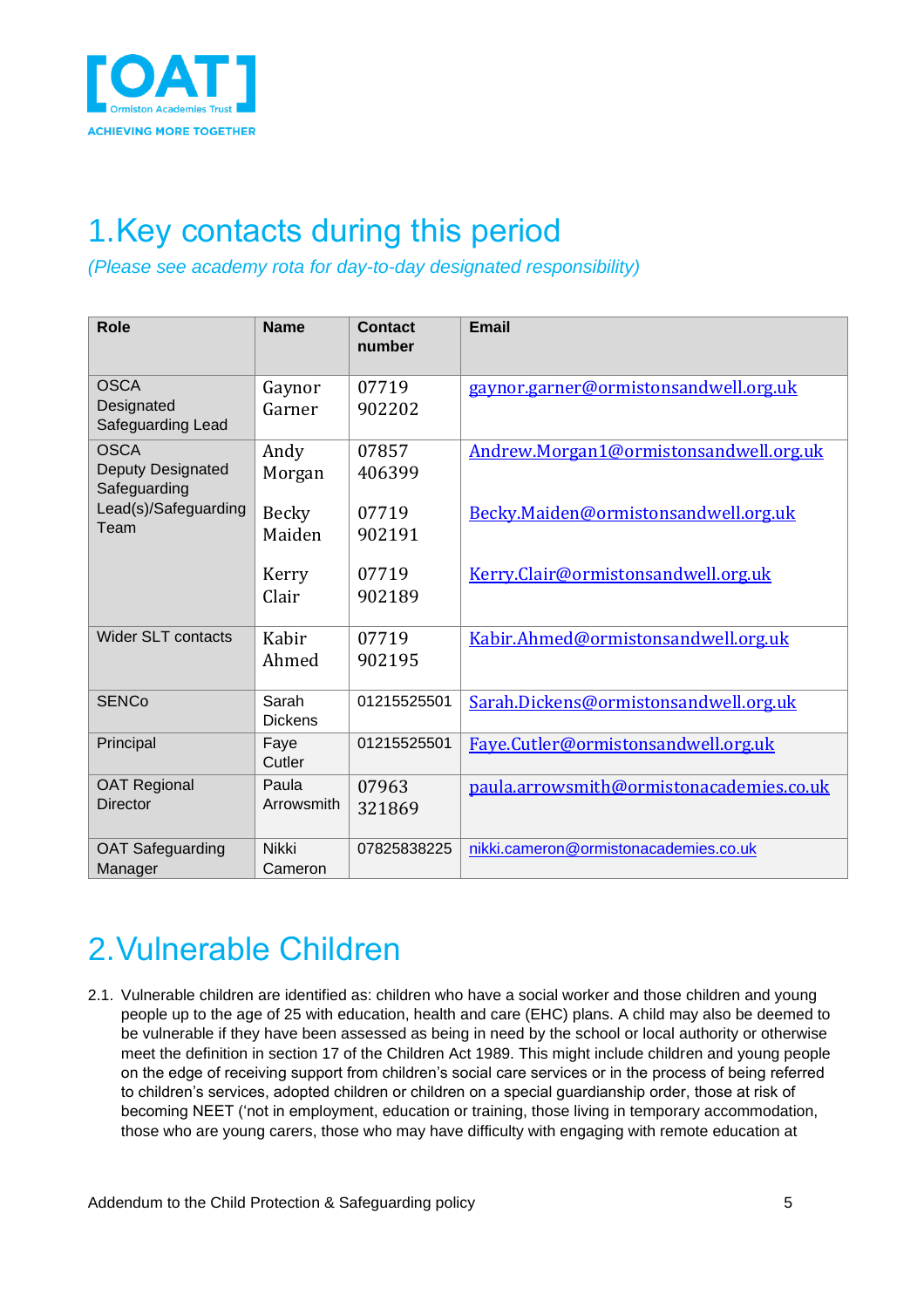# 1. Key contacts during this period

*(Please see academy rota for day-to-day designated responsibility)*

| Role | Name | Contact number | Email |
|---|---|---|---|
| OSCA Designated Safeguarding Lead | Gaynor Garner | 07719 902202 | gaynor.garner@ormistonsandwell.org.uk |
| OSCA Deputy Designated Safeguarding Lead(s)/Safeguarding Team | Andy Morgan<br><br>Becky Maiden<br><br>Kerry Clair | 07857 406399<br><br>07719 902191<br><br>07719 902189 | Andrew.Morgan1@ormistonsandwell.org.uk<br><br>Becky.Maiden@ormistonsandwell.org.uk<br><br>Kerry.Clair@ormistonsandwell.org.uk |
| Wider SLT contacts | Kabir Ahmed | 07719 902195 | Kabir.Ahmed@ormistonsandwell.org.uk |
| SENCo | Sarah Dickens | 01215525501 | Sarah.Dickens@ormistonsandwell.org.uk |
| Principal | Faye Cutler | 01215525501 | Faye.Cutler@ormistonsandwell.org.uk |
| OAT Regional Director | Paula Arrowsmith | 07963 321869 | paula.arrowsmith@ormistonacademies.co.uk |
| OAT Safeguarding Manager | Nikki Cameron | 07825838225 | nikki.cameron@ormistonacademies.co.uk |

# 2. Vulnerable Children

2.1. Vulnerable children are identified as: children who have a social worker and those children and young people up to the age of 25 with education, health and care (EHC) plans. A child may also be deemed to be vulnerable if they have been assessed as being in need by the school or local authority or otherwise meet the definition in section 17 of the Children Act 1989. This might include children and young people on the edge of receiving support from children's social care services or in the process of being referred to children's services, adopted children or children on a special guardianship order, those at risk of becoming NEET ('not in employment, education or training, those living in temporary accommodation, those who are young carers, those who may have difficulty with engaging with remote education at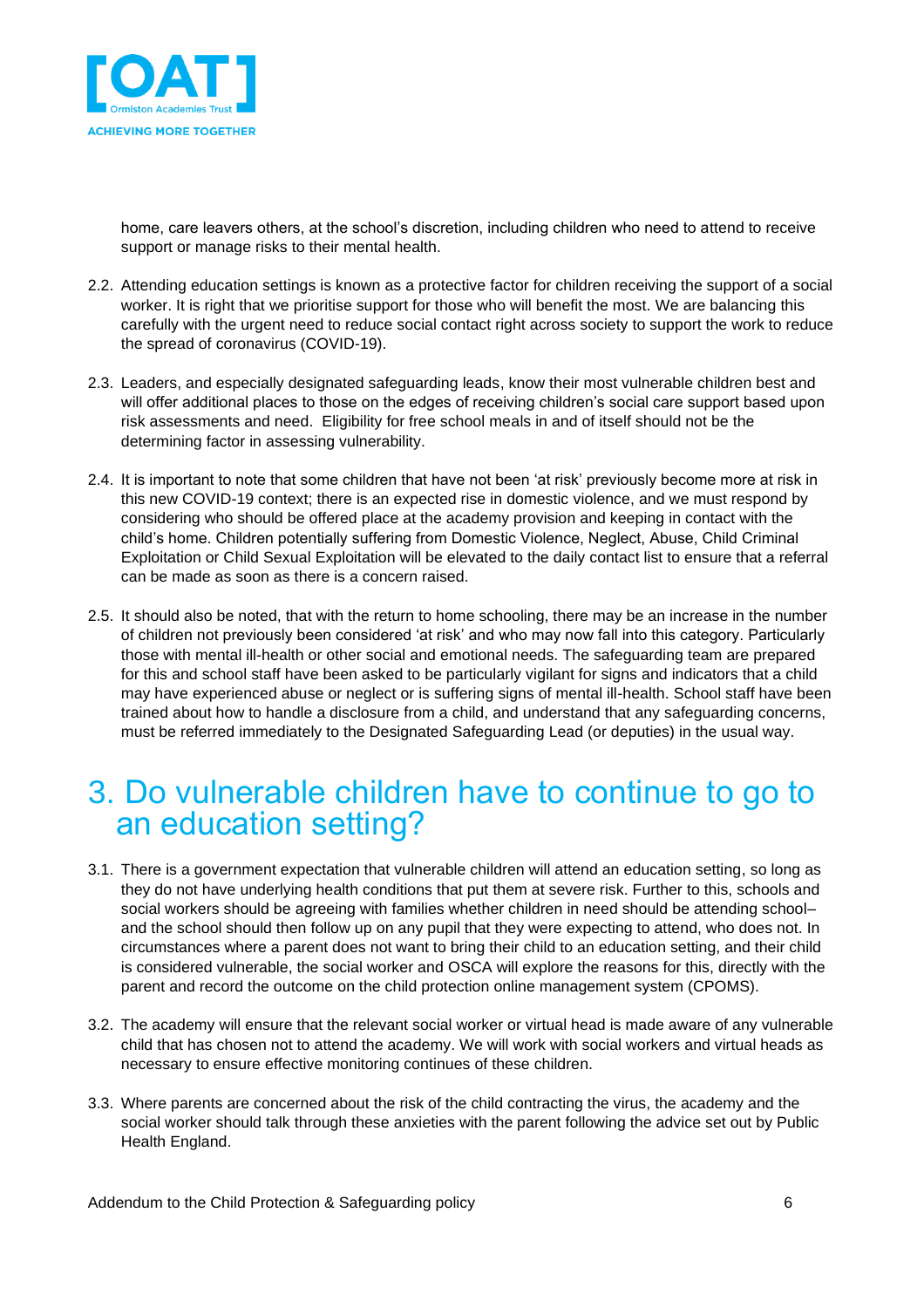home, care leavers others, at the school's discretion, including children who need to attend to receive support or manage risks to their mental health.

2.2. Attending education settings is known as a protective factor for children receiving the support of a social worker. It is right that we prioritise support for those who will benefit the most. We are balancing this carefully with the urgent need to reduce social contact right across society to support the work to reduce the spread of coronavirus (COVID-19).

2.3. Leaders, and especially designated safeguarding leads, know their most vulnerable children best and will offer additional places to those on the edges of receiving children's social care support based upon risk assessments and need. Eligibility for free school meals in and of itself should not be the determining factor in assessing vulnerability.

2.4. It is important to note that some children that have not been 'at risk' previously become more at risk in this new COVID-19 context; there is an expected rise in domestic violence, and we must respond by considering who should be offered place at the academy provision and keeping in contact with the child's home. Children potentially suffering from Domestic Violence, Neglect, Abuse, Child Criminal Exploitation or Child Sexual Exploitation will be elevated to the daily contact list to ensure that a referral can be made as soon as there is a concern raised.

2.5. It should also be noted, that with the return to home schooling, there may be an increase in the number of children not previously been considered 'at risk' and who may now fall into this category. Particularly those with mental ill-health or other social and emotional needs. The safeguarding team are prepared for this and school staff have been asked to be particularly vigilant for signs and indicators that a child may have experienced abuse or neglect or is suffering signs of mental ill-health. School staff have been trained about how to handle a disclosure from a child, and understand that any safeguarding concerns, must be referred immediately to the Designated Safeguarding Lead (or deputies) in the usual way.

# 3. Do vulnerable children have to continue to go to an education setting?

3.1. There is a government expectation that vulnerable children will attend an education setting, so long as they do not have underlying health conditions that put them at severe risk. Further to this, schools and social workers should be agreeing with families whether children in need should be attending school– and the school should then follow up on any pupil that they were expecting to attend, who does not. In circumstances where a parent does not want to bring their child to an education setting, and their child is considered vulnerable, the social worker and OSCA will explore the reasons for this, directly with the parent and record the outcome on the child protection online management system (CPOMS).

3.2. The academy will ensure that the relevant social worker or virtual head is made aware of any vulnerable child that has chosen not to attend the academy. We will work with social workers and virtual heads as necessary to ensure effective monitoring continues of these children.

3.3. Where parents are concerned about the risk of the child contracting the virus, the academy and the social worker should talk through these anxieties with the parent following the advice set out by Public Health England.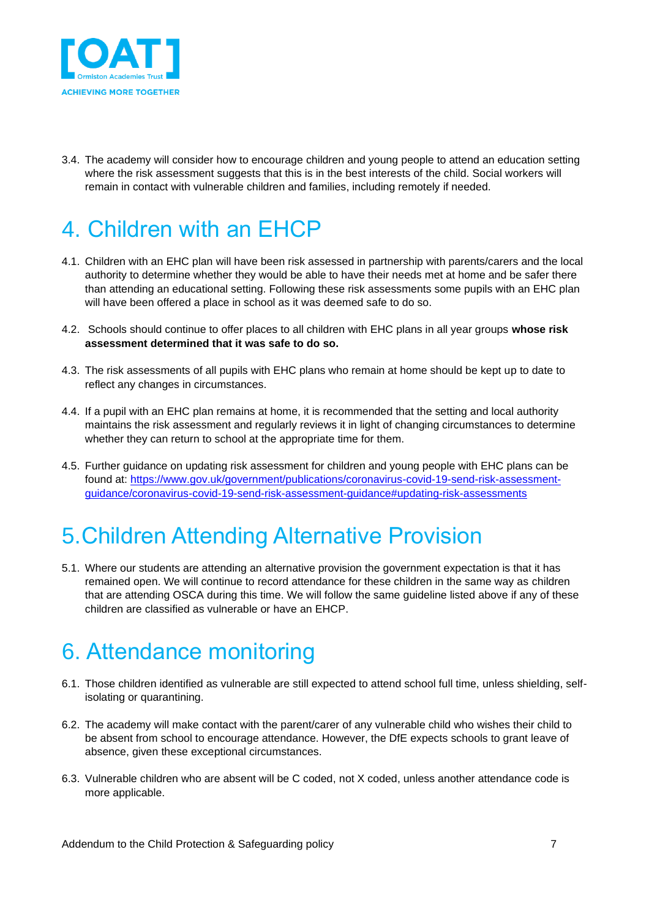3.4. The academy will consider how to encourage children and young people to attend an education setting where the risk assessment suggests that this is in the best interests of the child. Social workers will remain in contact with vulnerable children and families, including remotely if needed.

# 4. Children with an EHCP

4.1. Children with an EHC plan will have been risk assessed in partnership with parents/carers and the local authority to determine whether they would be able to have their needs met at home and be safer there than attending an educational setting. Following these risk assessments some pupils with an EHC plan will have been offered a place in school as it was deemed safe to do so.

4.2. Schools should continue to offer places to all children with EHC plans in all year groups **whose risk assessment determined that it was safe to do so.**

4.3. The risk assessments of all pupils with EHC plans who remain at home should be kept up to date to reflect any changes in circumstances.

4.4. If a pupil with an EHC plan remains at home, it is recommended that the setting and local authority maintains the risk assessment and regularly reviews it in light of changing circumstances to determine whether they can return to school at the appropriate time for them.

4.5. Further guidance on updating risk assessment for children and young people with EHC plans can be found at: [https://www.gov.uk/government/publications/coronavirus-covid-19-send-risk-assessment-guidance/coronavirus-covid-19-send-risk-assessment-guidance#updating-risk-assessments](https://www.gov.uk/government/publications/coronavirus-covid-19-send-risk-assessment-guidance/coronavirus-covid-19-send-risk-assessment-guidance#updating-risk-assessments)

# 5. Children Attending Alternative Provision

5.1. Where our students are attending an alternative provision the government expectation is that it has remained open. We will continue to record attendance for these children in the same way as children that are attending OSCA during this time. We will follow the same guideline listed above if any of these children are classified as vulnerable or have an EHCP.

# 6. Attendance monitoring

6.1. Those children identified as vulnerable are still expected to attend school full time, unless shielding, self-isolating or quarantining.

6.2. The academy will make contact with the parent/carer of any vulnerable child who wishes their child to be absent from school to encourage attendance. However, the DfE expects schools to grant leave of absence, given these exceptional circumstances.

6.3. Vulnerable children who are absent will be C coded, not X coded, unless another attendance code is more applicable.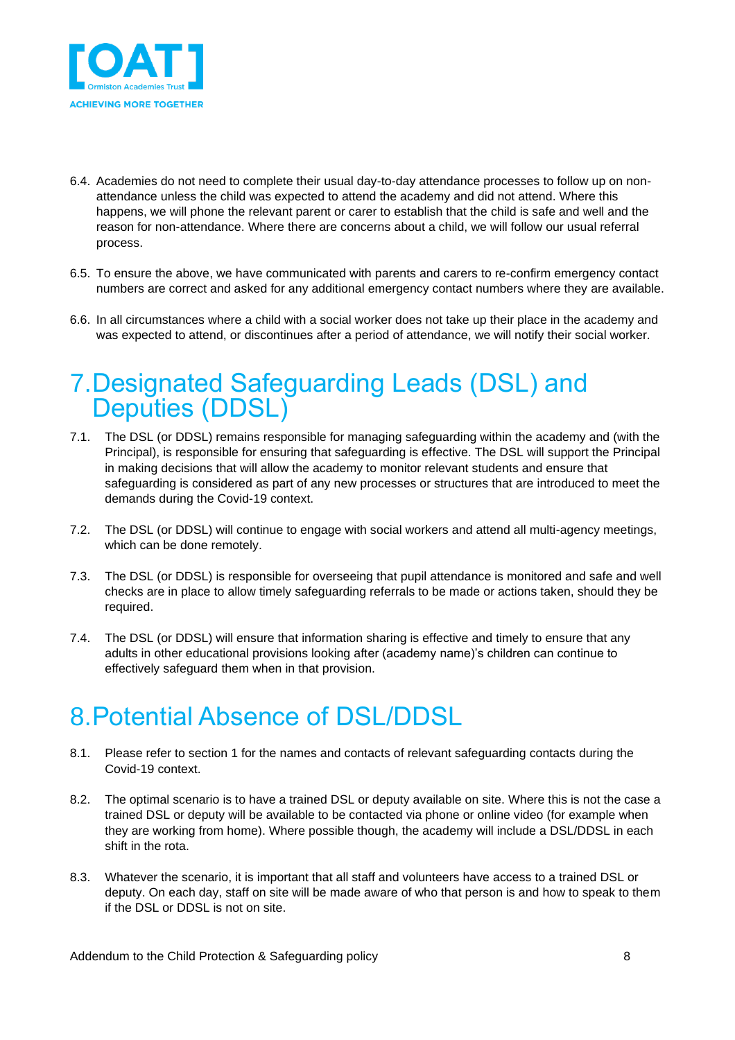6.4. Academies do not need to complete their usual day-to-day attendance processes to follow up on non-attendance unless the child was expected to attend the academy and did not attend. Where this happens, we will phone the relevant parent or carer to establish that the child is safe and well and the reason for non-attendance. Where there are concerns about a child, we will follow our usual referral process.

6.5. To ensure the above, we have communicated with parents and carers to re-confirm emergency contact numbers are correct and asked for any additional emergency contact numbers where they are available.

6.6. In all circumstances where a child with a social worker does not take up their place in the academy and was expected to attend, or discontinues after a period of attendance, we will notify their social worker.

# 7. Designated Safeguarding Leads (DSL) and Deputies (DDSL)

7.1. The DSL (or DDSL) remains responsible for managing safeguarding within the academy and (with the Principal), is responsible for ensuring that safeguarding is effective. The DSL will support the Principal in making decisions that will allow the academy to monitor relevant students and ensure that safeguarding is considered as part of any new processes or structures that are introduced to meet the demands during the Covid-19 context.

7.2. The DSL (or DDSL) will continue to engage with social workers and attend all multi-agency meetings, which can be done remotely.

7.3. The DSL (or DDSL) is responsible for overseeing that pupil attendance is monitored and safe and well checks are in place to allow timely safeguarding referrals to be made or actions taken, should they be required.

7.4. The DSL (or DDSL) will ensure that information sharing is effective and timely to ensure that any adults in other educational provisions looking after (academy name)'s children can continue to effectively safeguard them when in that provision.

# 8. Potential Absence of DSL/DDSL

8.1. Please refer to section 1 for the names and contacts of relevant safeguarding contacts during the Covid-19 context.

8.2. The optimal scenario is to have a trained DSL or deputy available on site. Where this is not the case a trained DSL or deputy will be available to be contacted via phone or online video (for example when they are working from home). Where possible though, the academy will include a DSL/DDSL in each shift in the rota.

8.3. Whatever the scenario, it is important that all staff and volunteers have access to a trained DSL or deputy. On each day, staff on site will be made aware of who that person is and how to speak to them if the DSL or DDSL is not on site.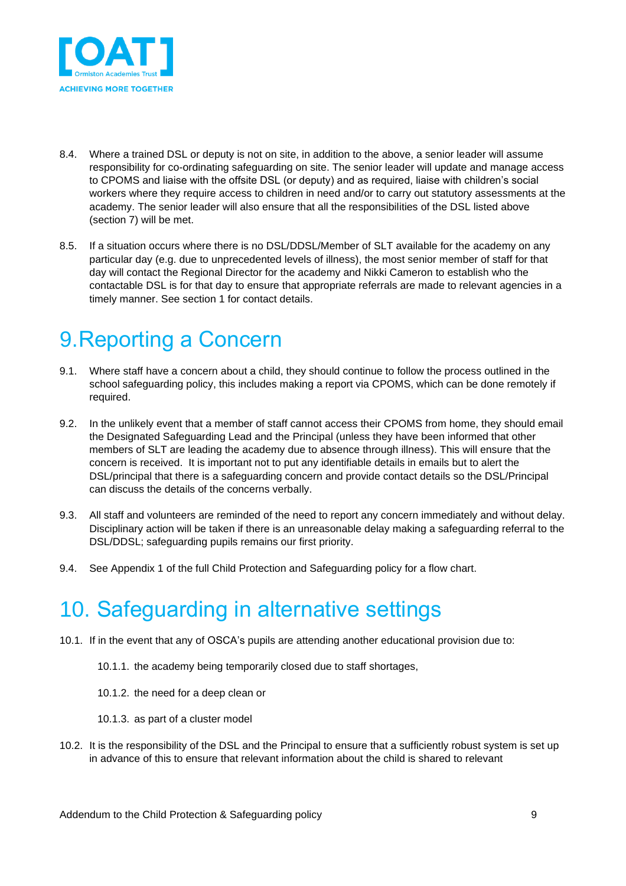8.4. Where a trained DSL or deputy is not on site, in addition to the above, a senior leader will assume responsibility for co-ordinating safeguarding on site. The senior leader will update and manage access to CPOMS and liaise with the offsite DSL (or deputy) and as required, liaise with children's social workers where they require access to children in need and/or to carry out statutory assessments at the academy. The senior leader will also ensure that all the responsibilities of the DSL listed above (section 7) will be met.

8.5. If a situation occurs where there is no DSL/DDSL/Member of SLT available for the academy on any particular day (e.g. due to unprecedented levels of illness), the most senior member of staff for that day will contact the Regional Director for the academy and Nikki Cameron to establish who the contactable DSL is for that day to ensure that appropriate referrals are made to relevant agencies in a timely manner. See section 1 for contact details.

# 9. Reporting a Concern

9.1. Where staff have a concern about a child, they should continue to follow the process outlined in the school safeguarding policy, this includes making a report via CPOMS, which can be done remotely if required.

9.2. In the unlikely event that a member of staff cannot access their CPOMS from home, they should email the Designated Safeguarding Lead and the Principal (unless they have been informed that other members of SLT are leading the academy due to absence through illness). This will ensure that the concern is received. It is important not to put any identifiable details in emails but to alert the DSL/principal that there is a safeguarding concern and provide contact details so the DSL/Principal can discuss the details of the concerns verbally.

9.3. All staff and volunteers are reminded of the need to report any concern immediately and without delay. Disciplinary action will be taken if there is an unreasonable delay making a safeguarding referral to the DSL/DDSL; safeguarding pupils remains our first priority.

9.4. See Appendix 1 of the full Child Protection and Safeguarding policy for a flow chart.

# 10. Safeguarding in alternative settings

10.1. If in the event that any of OSCA's pupils are attending another educational provision due to:

10.1.1. the academy being temporarily closed due to staff shortages,

10.1.2. the need for a deep clean or

10.1.3. as part of a cluster model

10.2. It is the responsibility of the DSL and the Principal to ensure that a sufficiently robust system is set up in advance of this to ensure that relevant information about the child is shared to relevant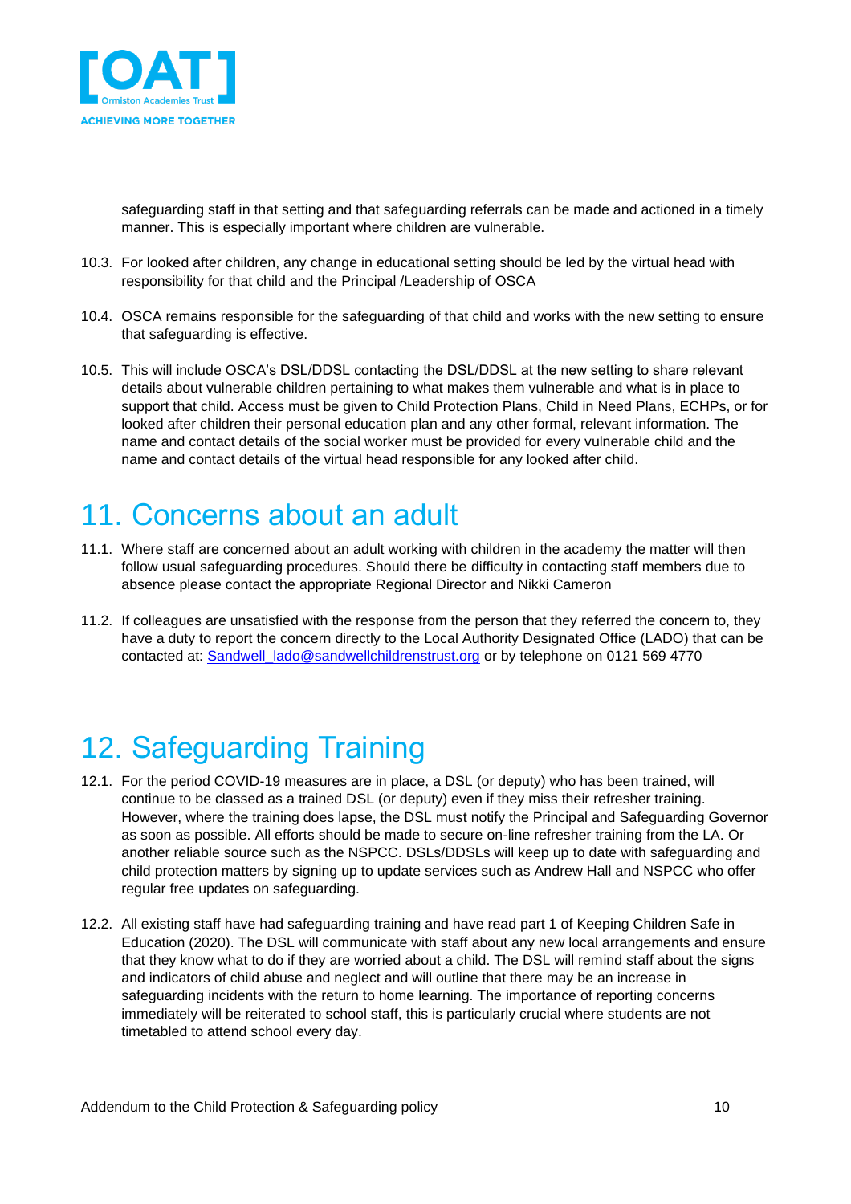safeguarding staff in that setting and that safeguarding referrals can be made and actioned in a timely manner. This is especially important where children are vulnerable.

10.3. For looked after children, any change in educational setting should be led by the virtual head with responsibility for that child and the Principal /Leadership of OSCA

10.4. OSCA remains responsible for the safeguarding of that child and works with the new setting to ensure that safeguarding is effective.

10.5. This will include OSCA's DSL/DDSL contacting the DSL/DDSL at the new setting to share relevant details about vulnerable children pertaining to what makes them vulnerable and what is in place to support that child. Access must be given to Child Protection Plans, Child in Need Plans, ECHPs, or for looked after children their personal education plan and any other formal, relevant information. The name and contact details of the social worker must be provided for every vulnerable child and the name and contact details of the virtual head responsible for any looked after child.

# 11. Concerns about an adult

11.1. Where staff are concerned about an adult working with children in the academy the matter will then follow usual safeguarding procedures. Should there be difficulty in contacting staff members due to absence please contact the appropriate Regional Director and Nikki Cameron

11.2. If colleagues are unsatisfied with the response from the person that they referred the concern to, they have a duty to report the concern directly to the Local Authority Designated Office (LADO) that can be contacted at: Sandwell_lado@sandwellchildrenstrust.org or by telephone on 0121 569 4770

# 12. Safeguarding Training

12.1. For the period COVID-19 measures are in place, a DSL (or deputy) who has been trained, will continue to be classed as a trained DSL (or deputy) even if they miss their refresher training. However, where the training does lapse, the DSL must notify the Principal and Safeguarding Governor as soon as possible. All efforts should be made to secure on-line refresher training from the LA. Or another reliable source such as the NSPCC. DSLs/DDSLs will keep up to date with safeguarding and child protection matters by signing up to update services such as Andrew Hall and NSPCC who offer regular free updates on safeguarding.

12.2. All existing staff have had safeguarding training and have read part 1 of Keeping Children Safe in Education (2020). The DSL will communicate with staff about any new local arrangements and ensure that they know what to do if they are worried about a child. The DSL will remind staff about the signs and indicators of child abuse and neglect and will outline that there may be an increase in safeguarding incidents with the return to home learning. The importance of reporting concerns immediately will be reiterated to school staff, this is particularly crucial where students are not timetabled to attend school every day.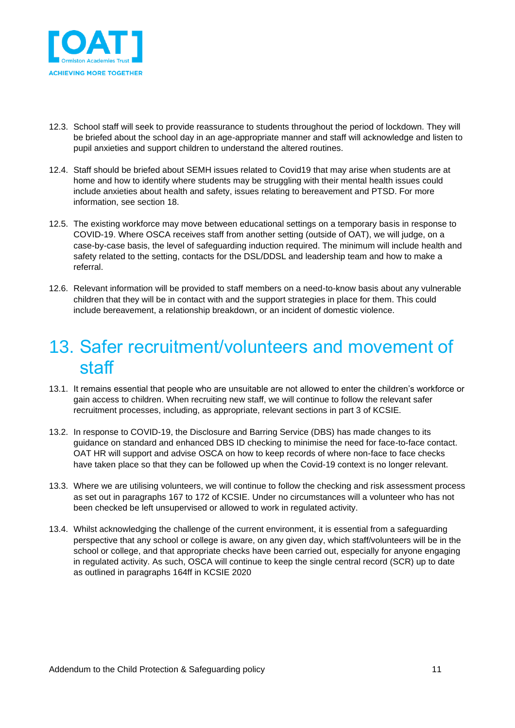12.3. School staff will seek to provide reassurance to students throughout the period of lockdown. They will be briefed about the school day in an age-appropriate manner and staff will acknowledge and listen to pupil anxieties and support children to understand the altered routines.

12.4. Staff should be briefed about SEMH issues related to Covid19 that may arise when students are at home and how to identify where students may be struggling with their mental health issues could include anxieties about health and safety, issues relating to bereavement and PTSD. For more information, see section 18.

12.5. The existing workforce may move between educational settings on a temporary basis in response to COVID-19. Where OSCA receives staff from another setting (outside of OAT), we will judge, on a case-by-case basis, the level of safeguarding induction required. The minimum will include health and safety related to the setting, contacts for the DSL/DDSL and leadership team and how to make a referral.

12.6. Relevant information will be provided to staff members on a need-to-know basis about any vulnerable children that they will be in contact with and the support strategies in place for them. This could include bereavement, a relationship breakdown, or an incident of domestic violence.

# 13. Safer recruitment/volunteers and movement of staff

13.1. It remains essential that people who are unsuitable are not allowed to enter the children's workforce or gain access to children. When recruiting new staff, we will continue to follow the relevant safer recruitment processes, including, as appropriate, relevant sections in part 3 of KCSIE.

13.2. In response to COVID-19, the Disclosure and Barring Service (DBS) has made changes to its guidance on standard and enhanced DBS ID checking to minimise the need for face-to-face contact. OAT HR will support and advise OSCA on how to keep records of where non-face to face checks have taken place so that they can be followed up when the Covid-19 context is no longer relevant.

13.3. Where we are utilising volunteers, we will continue to follow the checking and risk assessment process as set out in paragraphs 167 to 172 of KCSIE. Under no circumstances will a volunteer who has not been checked be left unsupervised or allowed to work in regulated activity.

13.4. Whilst acknowledging the challenge of the current environment, it is essential from a safeguarding perspective that any school or college is aware, on any given day, which staff/volunteers will be in the school or college, and that appropriate checks have been carried out, especially for anyone engaging in regulated activity. As such, OSCA will continue to keep the single central record (SCR) up to date as outlined in paragraphs 164ff in KCSIE 2020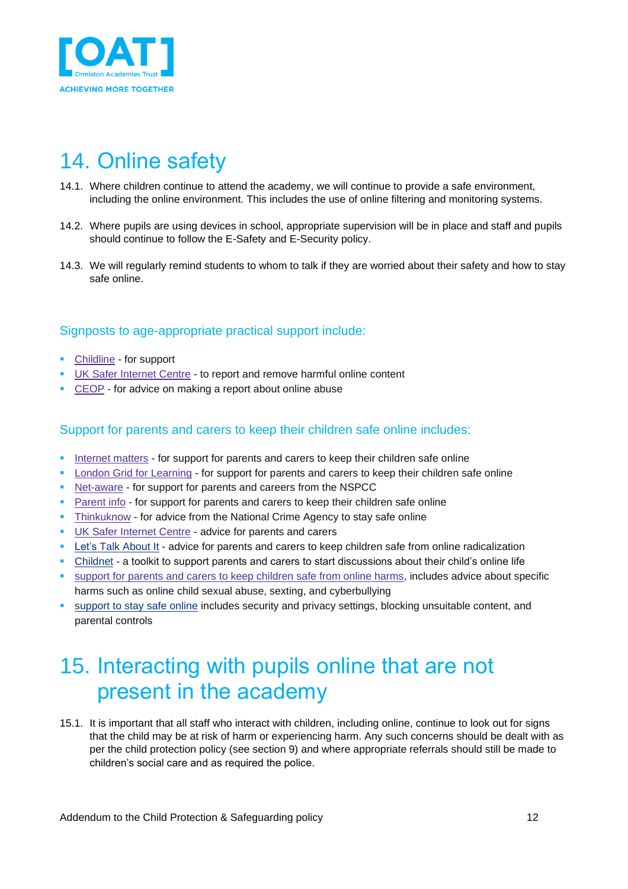# 14. Online safety

14.1. Where children continue to attend the academy, we will continue to provide a safe environment, including the online environment. This includes the use of online filtering and monitoring systems.

14.2. Where pupils are using devices in school, appropriate supervision will be in place and staff and pupils should continue to follow the E-Safety and E-Security policy.

14.3. We will regularly remind students to whom to talk if they are worried about their safety and how to stay safe online.

## Signposts to age-appropriate practical support include:

- Childline - for support
- UK Safer Internet Centre - to report and remove harmful online content
- CEOP - for advice on making a report about online abuse

## Support for parents and carers to keep their children safe online includes:

- Internet matters - for support for parents and carers to keep their children safe online
- London Grid for Learning - for support for parents and carers to keep their children safe online
- Net-aware - for support for parents and careers from the NSPCC
- Parent info - for support for parents and carers to keep their children safe online
- Thinkuknow - for advice from the National Crime Agency to stay safe online
- UK Safer Internet Centre - advice for parents and carers
- Let's Talk About It - advice for parents and carers to keep children safe from online radicalization
- Childnet - a toolkit to support parents and carers to start discussions about their child's online life
- support for parents and carers to keep children safe from online harms, includes advice about specific harms such as online child sexual abuse, sexting, and cyberbullying
- support to stay safe online includes security and privacy settings, blocking unsuitable content, and parental controls

# 15. Interacting with pupils online that are not present in the academy

15.1. It is important that all staff who interact with children, including online, continue to look out for signs that the child may be at risk of harm or experiencing harm. Any such concerns should be dealt with as per the child protection policy (see section 9) and where appropriate referrals should still be made to children's social care and as required the police.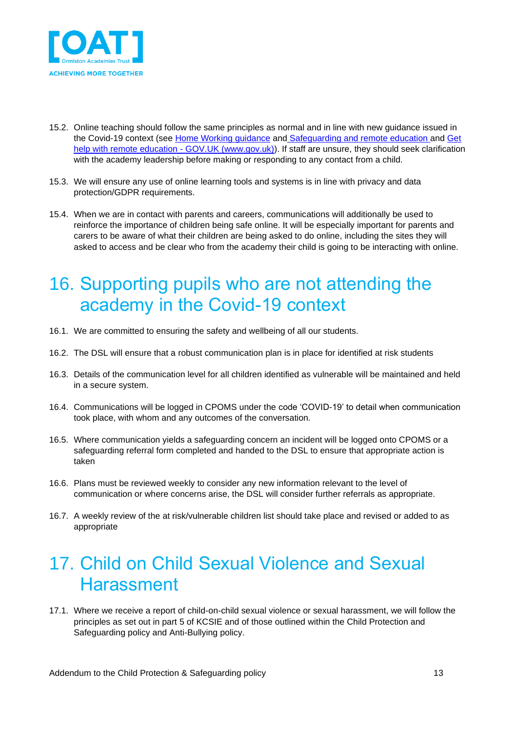15.2. Online teaching should follow the same principles as normal and in line with new guidance issued in the Covid-19 context (see [Home Working guidance](#) and [Safeguarding and remote education](#) and [Get help with remote education - GOV.UK (www.gov.uk)](#)). If staff are unsure, they should seek clarification with the academy leadership before making or responding to any contact from a child.

15.3. We will ensure any use of online learning tools and systems is in line with privacy and data protection/GDPR requirements.

15.4. When we are in contact with parents and careers, communications will additionally be used to reinforce the importance of children being safe online. It will be especially important for parents and carers to be aware of what their children are being asked to do online, including the sites they will asked to access and be clear who from the academy their child is going to be interacting with online.

# 16. Supporting pupils who are not attending the academy in the Covid-19 context

16.1. We are committed to ensuring the safety and wellbeing of all our students.

16.2. The DSL will ensure that a robust communication plan is in place for identified at risk students

16.3. Details of the communication level for all children identified as vulnerable will be maintained and held in a secure system.

16.4. Communications will be logged in CPOMS under the code 'COVID-19' to detail when communication took place, with whom and any outcomes of the conversation.

16.5. Where communication yields a safeguarding concern an incident will be logged onto CPOMS or a safeguarding referral form completed and handed to the DSL to ensure that appropriate action is taken

16.6. Plans must be reviewed weekly to consider any new information relevant to the level of communication or where concerns arise, the DSL will consider further referrals as appropriate.

16.7. A weekly review of the at risk/vulnerable children list should take place and revised or added to as appropriate

# 17. Child on Child Sexual Violence and Sexual Harassment

17.1. Where we receive a report of child-on-child sexual violence or sexual harassment, we will follow the principles as set out in part 5 of KCSIE and of those outlined within the Child Protection and Safeguarding policy and Anti-Bullying policy.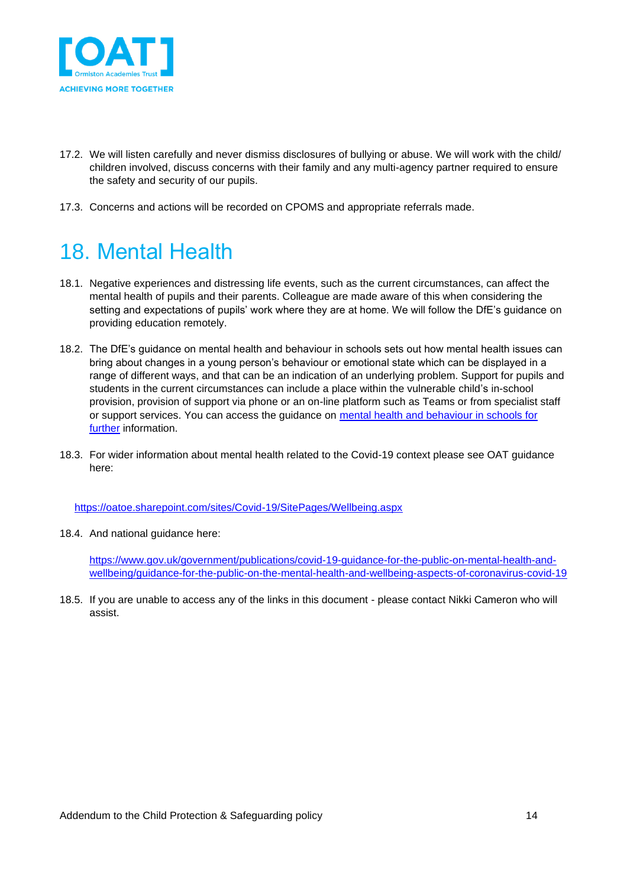17.2. We will listen carefully and never dismiss disclosures of bullying or abuse. We will work with the child/ children involved, discuss concerns with their family and any multi-agency partner required to ensure the safety and security of our pupils.

17.3. Concerns and actions will be recorded on CPOMS and appropriate referrals made.

# 18. Mental Health

18.1. Negative experiences and distressing life events, such as the current circumstances, can affect the mental health of pupils and their parents. Colleague are made aware of this when considering the setting and expectations of pupils' work where they are at home. We will follow the DfE's guidance on providing education remotely.

18.2. The DfE's guidance on mental health and behaviour in schools sets out how mental health issues can bring about changes in a young person's behaviour or emotional state which can be displayed in a range of different ways, and that can be an indication of an underlying problem. Support for pupils and students in the current circumstances can include a place within the vulnerable child's in-school provision, provision of support via phone or an on-line platform such as Teams or from specialist staff or support services. You can access the guidance on mental health and behaviour in schools for further information.

18.3. For wider information about mental health related to the Covid-19 context please see OAT guidance here:

https://oatoe.sharepoint.com/sites/Covid-19/SitePages/Wellbeing.aspx

18.4. And national guidance here:

https://www.gov.uk/government/publications/covid-19-guidance-for-the-public-on-mental-health-and-wellbeing/guidance-for-the-public-on-the-mental-health-and-wellbeing-aspects-of-coronavirus-covid-19

18.5. If you are unable to access any of the links in this document - please contact Nikki Cameron who will assist.